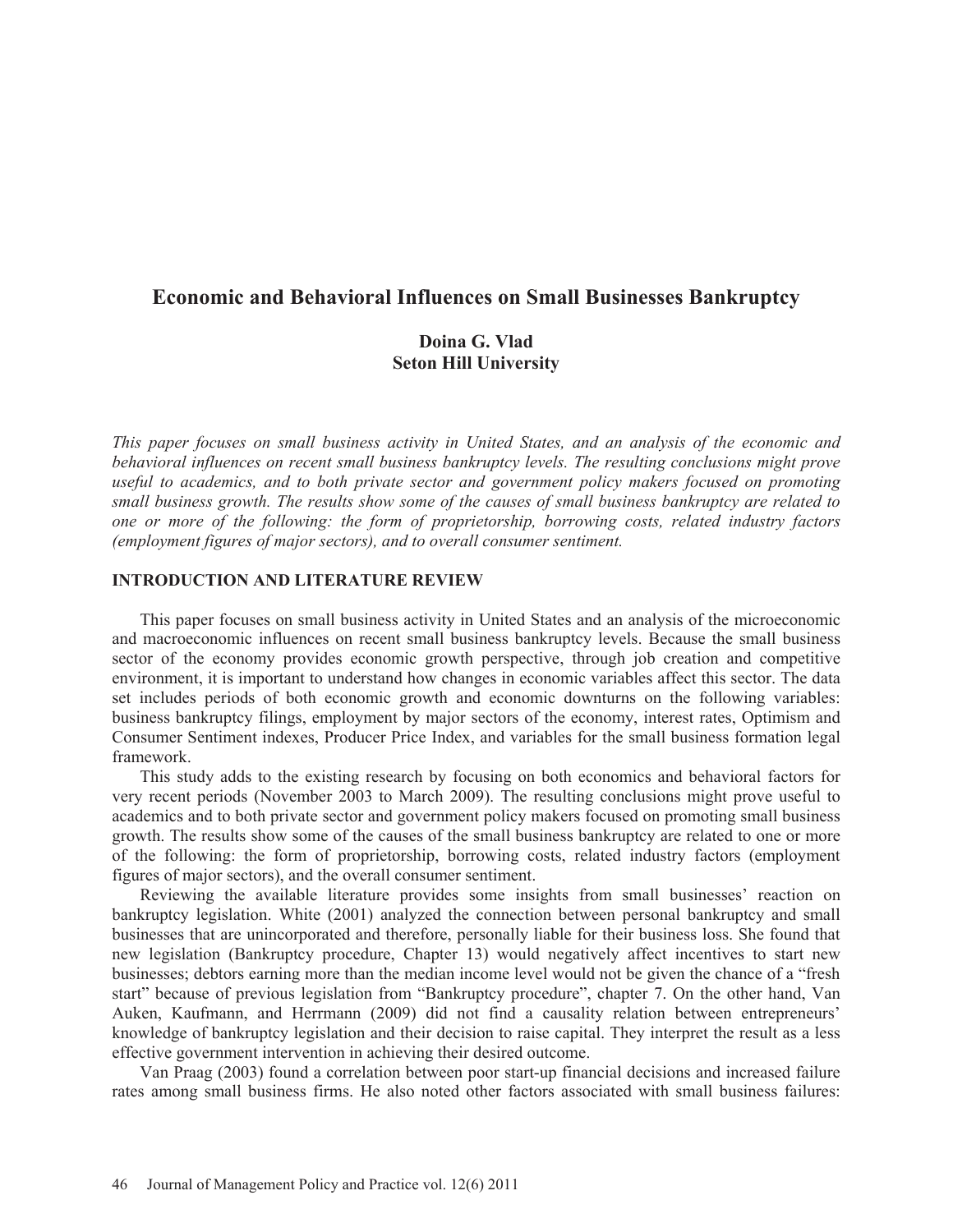# Economic and Behavioral Influences on Small Businesses Bankruptcy

**Doina G. Vlad**
**Seton Hill University**

*This paper focuses on small business activity in United States, and an analysis of the economic and behavioral influences on recent small business bankruptcy levels. The resulting conclusions might prove useful to academics, and to both private sector and government policy makers focused on promoting small business growth. The results show some of the causes of small business bankruptcy are related to one or more of the following: the form of proprietorship, borrowing costs, related industry factors (employment figures of major sectors), and to overall consumer sentiment.*

## INTRODUCTION AND LITERATURE REVIEW

This paper focuses on small business activity in United States and an analysis of the microeconomic and macroeconomic influences on recent small business bankruptcy levels. Because the small business sector of the economy provides economic growth perspective, through job creation and competitive environment, it is important to understand how changes in economic variables affect this sector. The data set includes periods of both economic growth and economic downturns on the following variables: business bankruptcy filings, employment by major sectors of the economy, interest rates, Optimism and Consumer Sentiment indexes, Producer Price Index, and variables for the small business formation legal framework.

This study adds to the existing research by focusing on both economics and behavioral factors for very recent periods (November 2003 to March 2009). The resulting conclusions might prove useful to academics and to both private sector and government policy makers focused on promoting small business growth. The results show some of the causes of the small business bankruptcy are related to one or more of the following: the form of proprietorship, borrowing costs, related industry factors (employment figures of major sectors), and the overall consumer sentiment.

Reviewing the available literature provides some insights from small businesses' reaction on bankruptcy legislation. White (2001) analyzed the connection between personal bankruptcy and small businesses that are unincorporated and therefore, personally liable for their business loss. She found that new legislation (Bankruptcy procedure, Chapter 13) would negatively affect incentives to start new businesses; debtors earning more than the median income level would not be given the chance of a "fresh start" because of previous legislation from "Bankruptcy procedure", chapter 7. On the other hand, Van Auken, Kaufmann, and Herrmann (2009) did not find a causality relation between entrepreneurs' knowledge of bankruptcy legislation and their decision to raise capital. They interpret the result as a less effective government intervention in achieving their desired outcome.

Van Praag (2003) found a correlation between poor start-up financial decisions and increased failure rates among small business firms. He also noted other factors associated with small business failures: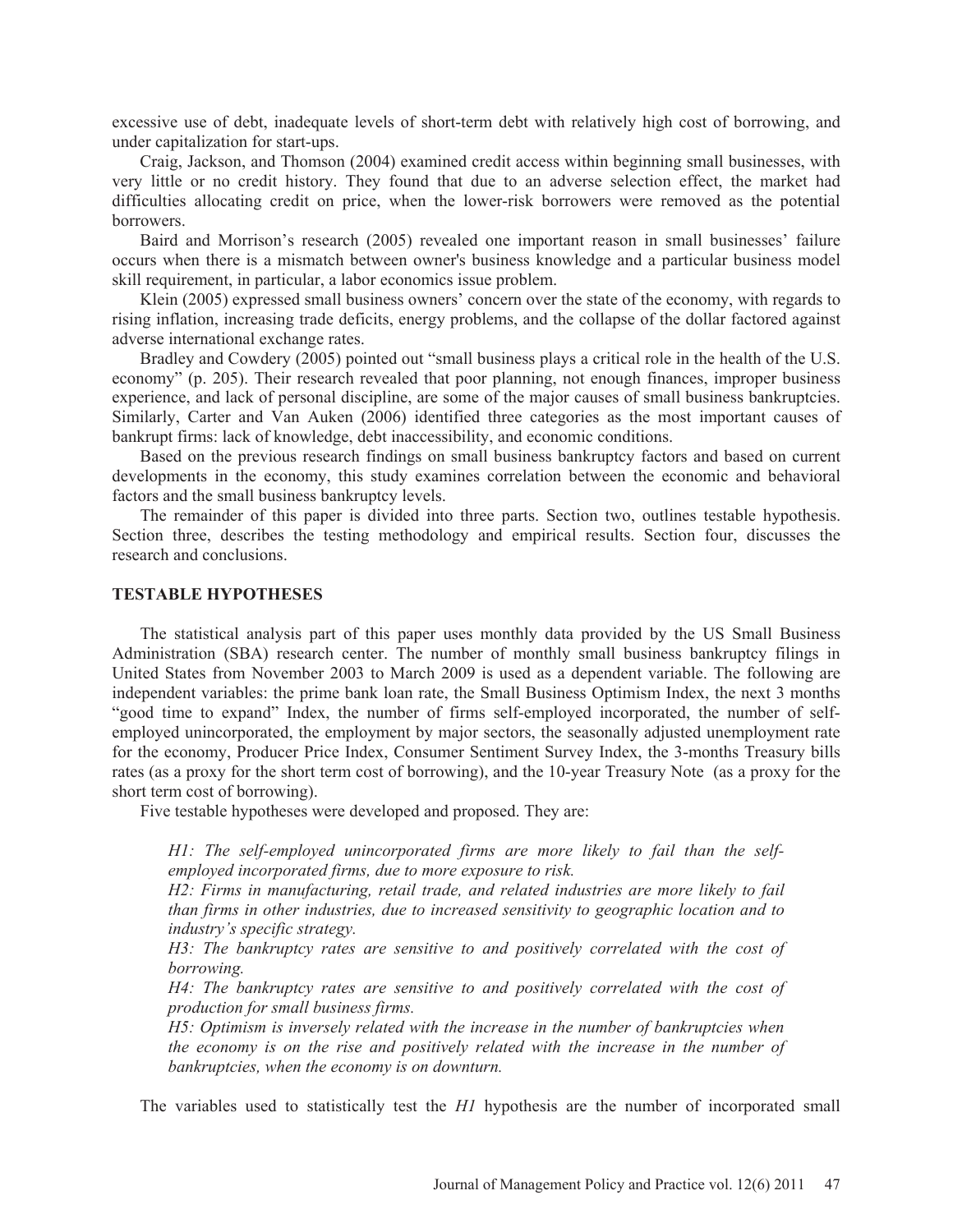excessive use of debt, inadequate levels of short-term debt with relatively high cost of borrowing, and under capitalization for start-ups.

Craig, Jackson, and Thomson (2004) examined credit access within beginning small businesses, with very little or no credit history. They found that due to an adverse selection effect, the market had difficulties allocating credit on price, when the lower-risk borrowers were removed as the potential borrowers.

Baird and Morrison's research (2005) revealed one important reason in small businesses' failure occurs when there is a mismatch between owner's business knowledge and a particular business model skill requirement, in particular, a labor economics issue problem.

Klein (2005) expressed small business owners' concern over the state of the economy, with regards to rising inflation, increasing trade deficits, energy problems, and the collapse of the dollar factored against adverse international exchange rates.

Bradley and Cowdery (2005) pointed out "small business plays a critical role in the health of the U.S. economy" (p. 205). Their research revealed that poor planning, not enough finances, improper business experience, and lack of personal discipline, are some of the major causes of small business bankruptcies. Similarly, Carter and Van Auken (2006) identified three categories as the most important causes of bankrupt firms: lack of knowledge, debt inaccessibility, and economic conditions.

Based on the previous research findings on small business bankruptcy factors and based on current developments in the economy, this study examines correlation between the economic and behavioral factors and the small business bankruptcy levels.

The remainder of this paper is divided into three parts. Section two, outlines testable hypothesis. Section three, describes the testing methodology and empirical results. Section four, discusses the research and conclusions.

## TESTABLE HYPOTHESES

The statistical analysis part of this paper uses monthly data provided by the US Small Business Administration (SBA) research center. The number of monthly small business bankruptcy filings in United States from November 2003 to March 2009 is used as a dependent variable. The following are independent variables: the prime bank loan rate, the Small Business Optimism Index, the next 3 months "good time to expand" Index, the number of firms self-employed incorporated, the number of self-employed unincorporated, the employment by major sectors, the seasonally adjusted unemployment rate for the economy, Producer Price Index, Consumer Sentiment Survey Index, the 3-months Treasury bills rates (as a proxy for the short term cost of borrowing), and the 10-year Treasury Note (as a proxy for the short term cost of borrowing).

Five testable hypotheses were developed and proposed. They are:

> *H1: The self-employed unincorporated firms are more likely to fail than the self-employed incorporated firms, due to more exposure to risk.*
>
> *H2: Firms in manufacturing, retail trade, and related industries are more likely to fail than firms in other industries, due to increased sensitivity to geographic location and to industry's specific strategy.*
>
> *H3: The bankruptcy rates are sensitive to and positively correlated with the cost of borrowing.*
>
> *H4: The bankruptcy rates are sensitive to and positively correlated with the cost of production for small business firms.*
>
> *H5: Optimism is inversely related with the increase in the number of bankruptcies when the economy is on the rise and positively related with the increase in the number of bankruptcies, when the economy is on downturn.*

The variables used to statistically test the *H1* hypothesis are the number of incorporated small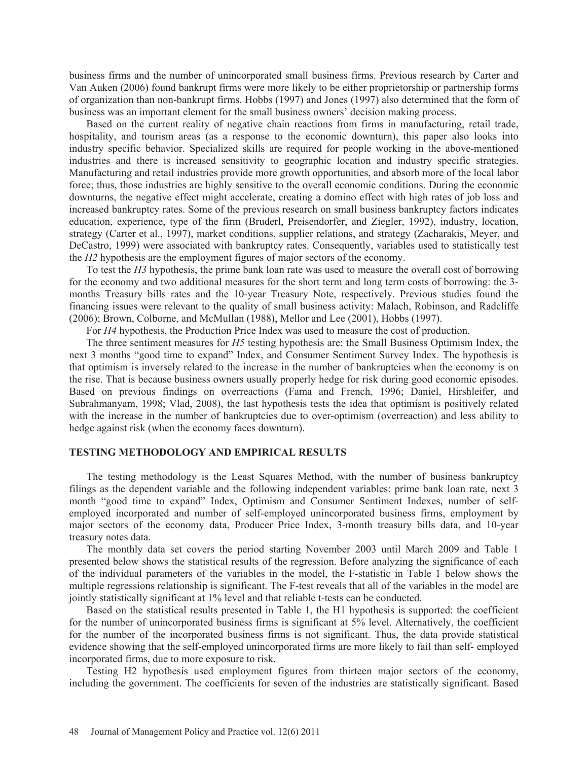business firms and the number of unincorporated small business firms. Previous research by Carter and Van Auken (2006) found bankrupt firms were more likely to be either proprietorship or partnership forms of organization than non-bankrupt firms. Hobbs (1997) and Jones (1997) also determined that the form of business was an important element for the small business owners' decision making process.

Based on the current reality of negative chain reactions from firms in manufacturing, retail trade, hospitality, and tourism areas (as a response to the economic downturn), this paper also looks into industry specific behavior. Specialized skills are required for people working in the above-mentioned industries and there is increased sensitivity to geographic location and industry specific strategies. Manufacturing and retail industries provide more growth opportunities, and absorb more of the local labor force; thus, those industries are highly sensitive to the overall economic conditions. During the economic downturns, the negative effect might accelerate, creating a domino effect with high rates of job loss and increased bankruptcy rates. Some of the previous research on small business bankruptcy factors indicates education, experience, type of the firm (Bruderl, Preisendorfer, and Ziegler, 1992), industry, location, strategy (Carter et al., 1997), market conditions, supplier relations, and strategy (Zacharakis, Meyer, and DeCastro, 1999) were associated with bankruptcy rates. Consequently, variables used to statistically test the *H2* hypothesis are the employment figures of major sectors of the economy.

To test the *H3* hypothesis, the prime bank loan rate was used to measure the overall cost of borrowing for the economy and two additional measures for the short term and long term costs of borrowing: the 3-months Treasury bills rates and the 10-year Treasury Note, respectively. Previous studies found the financing issues were relevant to the quality of small business activity: Malach, Robinson, and Radcliffe (2006); Brown, Colborne, and McMullan (1988), Mellor and Lee (2001), Hobbs (1997).

For *H4* hypothesis, the Production Price Index was used to measure the cost of production.

The three sentiment measures for *H5* testing hypothesis are: the Small Business Optimism Index, the next 3 months "good time to expand" Index, and Consumer Sentiment Survey Index. The hypothesis is that optimism is inversely related to the increase in the number of bankruptcies when the economy is on the rise. That is because business owners usually properly hedge for risk during good economic episodes. Based on previous findings on overreactions (Fama and French, 1996; Daniel, Hirshleifer, and Subrahmanyam, 1998; Vlad, 2008), the last hypothesis tests the idea that optimism is positively related with the increase in the number of bankruptcies due to over-optimism (overreaction) and less ability to hedge against risk (when the economy faces downturn).

## TESTING METHODOLOGY AND EMPIRICAL RESULTS

The testing methodology is the Least Squares Method, with the number of business bankruptcy filings as the dependent variable and the following independent variables: prime bank loan rate, next 3 month "good time to expand" Index, Optimism and Consumer Sentiment Indexes, number of self-employed incorporated and number of self-employed unincorporated business firms, employment by major sectors of the economy data, Producer Price Index, 3-month treasury bills data, and 10-year treasury notes data.

The monthly data set covers the period starting November 2003 until March 2009 and Table 1 presented below shows the statistical results of the regression. Before analyzing the significance of each of the individual parameters of the variables in the model, the F-statistic in Table 1 below shows the multiple regressions relationship is significant. The F-test reveals that all of the variables in the model are jointly statistically significant at 1% level and that reliable t-tests can be conducted.

Based on the statistical results presented in Table 1, the H1 hypothesis is supported: the coefficient for the number of unincorporated business firms is significant at 5% level. Alternatively, the coefficient for the number of the incorporated business firms is not significant. Thus, the data provide statistical evidence showing that the self-employed unincorporated firms are more likely to fail than self- employed incorporated firms, due to more exposure to risk.

Testing H2 hypothesis used employment figures from thirteen major sectors of the economy, including the government. The coefficients for seven of the industries are statistically significant. Based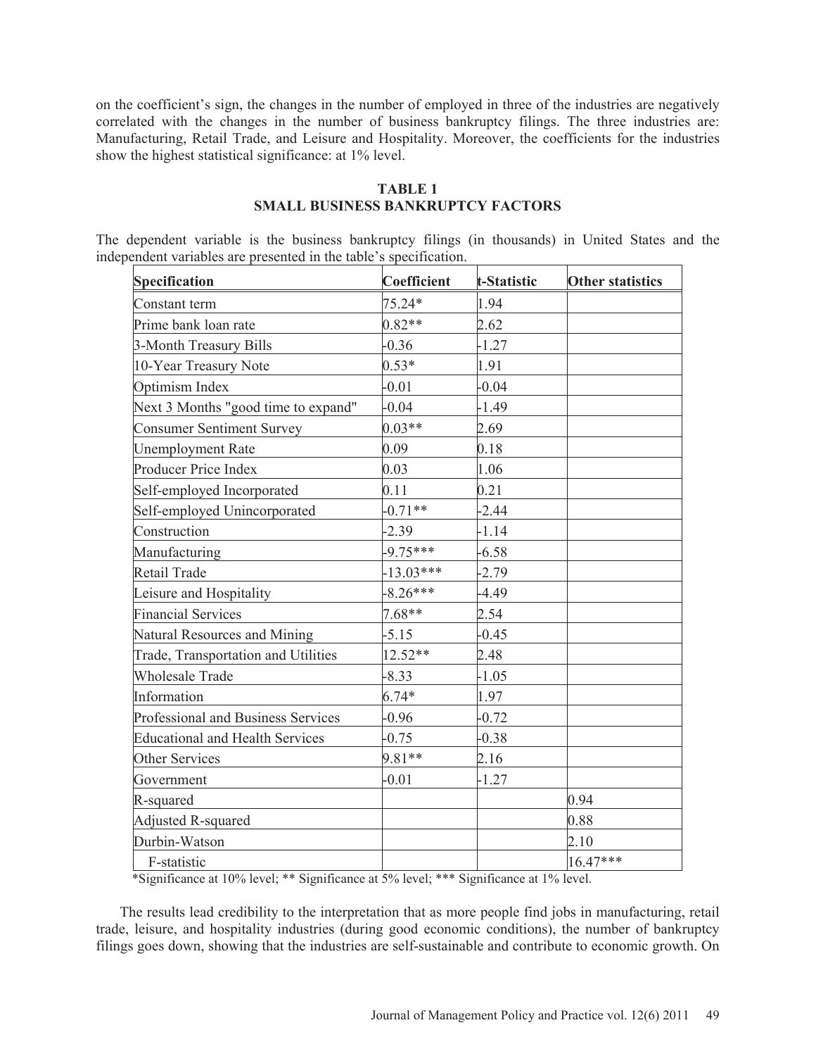on the coefficient's sign, the changes in the number of employed in three of the industries are negatively correlated with the changes in the number of business bankruptcy filings. The three industries are: Manufacturing, Retail Trade, and Leisure and Hospitality. Moreover, the coefficients for the industries show the highest statistical significance: at 1% level.

**TABLE 1**
**SMALL BUSINESS BANKRUPTCY FACTORS**

The dependent variable is the business bankruptcy filings (in thousands) in United States and the independent variables are presented in the table's specification.

| Specification | Coefficient | t-Statistic | Other statistics |
|---|---|---|---|
| Constant term | 75.24* | 1.94 | |
| Prime bank loan rate | 0.82** | 2.62 | |
| 3-Month Treasury Bills | -0.36 | -1.27 | |
| 10-Year Treasury Note | 0.53* | 1.91 | |
| Optimism Index | -0.01 | -0.04 | |
| Next 3 Months "good time to expand" | -0.04 | -1.49 | |
| Consumer Sentiment Survey | 0.03** | 2.69 | |
| Unemployment Rate | 0.09 | 0.18 | |
| Producer Price Index | 0.03 | 1.06 | |
| Self-employed Incorporated | 0.11 | 0.21 | |
| Self-employed Unincorporated | -0.71** | -2.44 | |
| Construction | -2.39 | -1.14 | |
| Manufacturing | -9.75*** | -6.58 | |
| Retail Trade | -13.03*** | -2.79 | |
| Leisure and Hospitality | -8.26*** | -4.49 | |
| Financial Services | 7.68** | 2.54 | |
| Natural Resources and Mining | -5.15 | -0.45 | |
| Trade, Transportation and Utilities | 12.52** | 2.48 | |
| Wholesale Trade | -8.33 | -1.05 | |
| Information | 6.74* | 1.97 | |
| Professional and Business Services | -0.96 | -0.72 | |
| Educational and Health Services | -0.75 | -0.38 | |
| Other Services | 9.81** | 2.16 | |
| Government | -0.01 | -1.27 | |
| R-squared | | | 0.94 |
| Adjusted R-squared | | | 0.88 |
| Durbin-Watson | | | 2.10 |
| F-statistic | | | 16.47*** |

*Significance at 10% level; ** Significance at 5% level; *** Significance at 1% level.

The results lead credibility to the interpretation that as more people find jobs in manufacturing, retail trade, leisure, and hospitality industries (during good economic conditions), the number of bankruptcy filings goes down, showing that the industries are self-sustainable and contribute to economic growth. On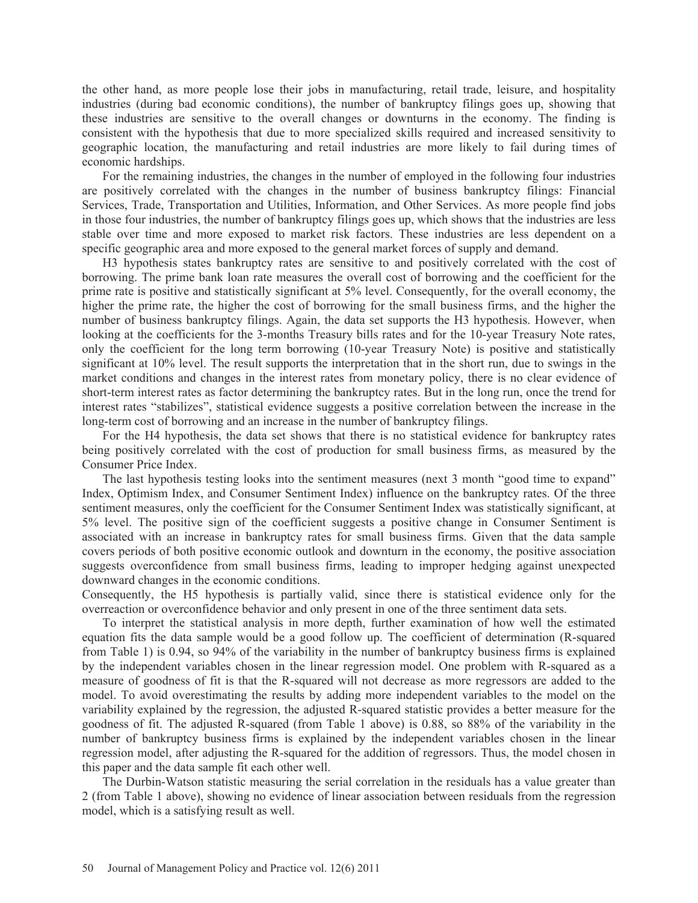the other hand, as more people lose their jobs in manufacturing, retail trade, leisure, and hospitality industries (during bad economic conditions), the number of bankruptcy filings goes up, showing that these industries are sensitive to the overall changes or downturns in the economy. The finding is consistent with the hypothesis that due to more specialized skills required and increased sensitivity to geographic location, the manufacturing and retail industries are more likely to fail during times of economic hardships.

For the remaining industries, the changes in the number of employed in the following four industries are positively correlated with the changes in the number of business bankruptcy filings: Financial Services, Trade, Transportation and Utilities, Information, and Other Services. As more people find jobs in those four industries, the number of bankruptcy filings goes up, which shows that the industries are less stable over time and more exposed to market risk factors. These industries are less dependent on a specific geographic area and more exposed to the general market forces of supply and demand.

H3 hypothesis states bankruptcy rates are sensitive to and positively correlated with the cost of borrowing. The prime bank loan rate measures the overall cost of borrowing and the coefficient for the prime rate is positive and statistically significant at 5% level. Consequently, for the overall economy, the higher the prime rate, the higher the cost of borrowing for the small business firms, and the higher the number of business bankruptcy filings. Again, the data set supports the H3 hypothesis. However, when looking at the coefficients for the 3-months Treasury bills rates and for the 10-year Treasury Note rates, only the coefficient for the long term borrowing (10-year Treasury Note) is positive and statistically significant at 10% level. The result supports the interpretation that in the short run, due to swings in the market conditions and changes in the interest rates from monetary policy, there is no clear evidence of short-term interest rates as factor determining the bankruptcy rates. But in the long run, once the trend for interest rates "stabilizes", statistical evidence suggests a positive correlation between the increase in the long-term cost of borrowing and an increase in the number of bankruptcy filings.

For the H4 hypothesis, the data set shows that there is no statistical evidence for bankruptcy rates being positively correlated with the cost of production for small business firms, as measured by the Consumer Price Index.

The last hypothesis testing looks into the sentiment measures (next 3 month "good time to expand" Index, Optimism Index, and Consumer Sentiment Index) influence on the bankruptcy rates. Of the three sentiment measures, only the coefficient for the Consumer Sentiment Index was statistically significant, at 5% level. The positive sign of the coefficient suggests a positive change in Consumer Sentiment is associated with an increase in bankruptcy rates for small business firms. Given that the data sample covers periods of both positive economic outlook and downturn in the economy, the positive association suggests overconfidence from small business firms, leading to improper hedging against unexpected downward changes in the economic conditions.

Consequently, the H5 hypothesis is partially valid, since there is statistical evidence only for the overreaction or overconfidence behavior and only present in one of the three sentiment data sets.

To interpret the statistical analysis in more depth, further examination of how well the estimated equation fits the data sample would be a good follow up. The coefficient of determination (R-squared from Table 1) is 0.94, so 94% of the variability in the number of bankruptcy business firms is explained by the independent variables chosen in the linear regression model. One problem with R-squared as a measure of goodness of fit is that the R-squared will not decrease as more regressors are added to the model. To avoid overestimating the results by adding more independent variables to the model on the variability explained by the regression, the adjusted R-squared statistic provides a better measure for the goodness of fit. The adjusted R-squared (from Table 1 above) is 0.88, so 88% of the variability in the number of bankruptcy business firms is explained by the independent variables chosen in the linear regression model, after adjusting the R-squared for the addition of regressors. Thus, the model chosen in this paper and the data sample fit each other well.

The Durbin-Watson statistic measuring the serial correlation in the residuals has a value greater than 2 (from Table 1 above), showing no evidence of linear association between residuals from the regression model, which is a satisfying result as well.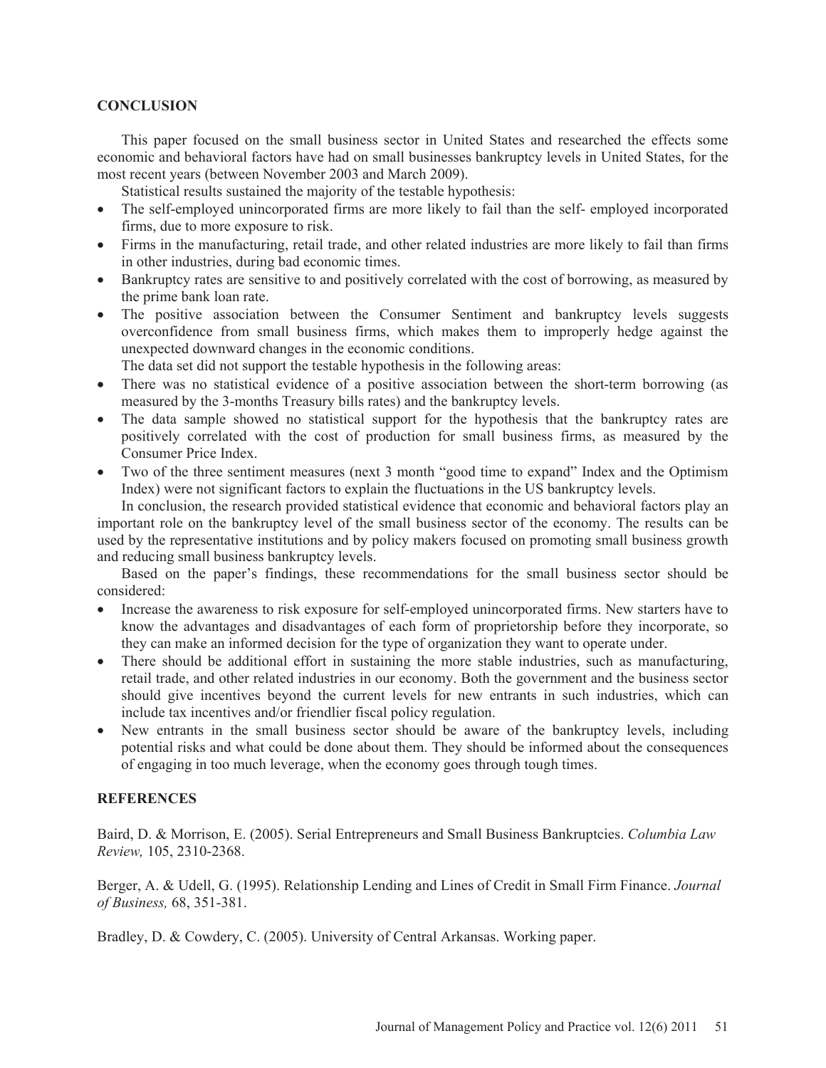## CONCLUSION

This paper focused on the small business sector in United States and researched the effects some economic and behavioral factors have had on small businesses bankruptcy levels in United States, for the most recent years (between November 2003 and March 2009).

Statistical results sustained the majority of the testable hypothesis:

- The self-employed unincorporated firms are more likely to fail than the self- employed incorporated firms, due to more exposure to risk.
- Firms in the manufacturing, retail trade, and other related industries are more likely to fail than firms in other industries, during bad economic times.
- Bankruptcy rates are sensitive to and positively correlated with the cost of borrowing, as measured by the prime bank loan rate.
- The positive association between the Consumer Sentiment and bankruptcy levels suggests overconfidence from small business firms, which makes them to improperly hedge against the unexpected downward changes in the economic conditions.

The data set did not support the testable hypothesis in the following areas:

- There was no statistical evidence of a positive association between the short-term borrowing (as measured by the 3-months Treasury bills rates) and the bankruptcy levels.
- The data sample showed no statistical support for the hypothesis that the bankruptcy rates are positively correlated with the cost of production for small business firms, as measured by the Consumer Price Index.
- Two of the three sentiment measures (next 3 month "good time to expand" Index and the Optimism Index) were not significant factors to explain the fluctuations in the US bankruptcy levels.

In conclusion, the research provided statistical evidence that economic and behavioral factors play an important role on the bankruptcy level of the small business sector of the economy. The results can be used by the representative institutions and by policy makers focused on promoting small business growth and reducing small business bankruptcy levels.

Based on the paper's findings, these recommendations for the small business sector should be considered:

- Increase the awareness to risk exposure for self-employed unincorporated firms. New starters have to know the advantages and disadvantages of each form of proprietorship before they incorporate, so they can make an informed decision for the type of organization they want to operate under.
- There should be additional effort in sustaining the more stable industries, such as manufacturing, retail trade, and other related industries in our economy. Both the government and the business sector should give incentives beyond the current levels for new entrants in such industries, which can include tax incentives and/or friendlier fiscal policy regulation.
- New entrants in the small business sector should be aware of the bankruptcy levels, including potential risks and what could be done about them. They should be informed about the consequences of engaging in too much leverage, when the economy goes through tough times.

## REFERENCES

Baird, D. & Morrison, E. (2005). Serial Entrepreneurs and Small Business Bankruptcies. *Columbia Law Review,* 105, 2310-2368.

Berger, A. & Udell, G. (1995). Relationship Lending and Lines of Credit in Small Firm Finance. *Journal of Business,* 68, 351-381.

Bradley, D. & Cowdery, C. (2005). University of Central Arkansas. Working paper.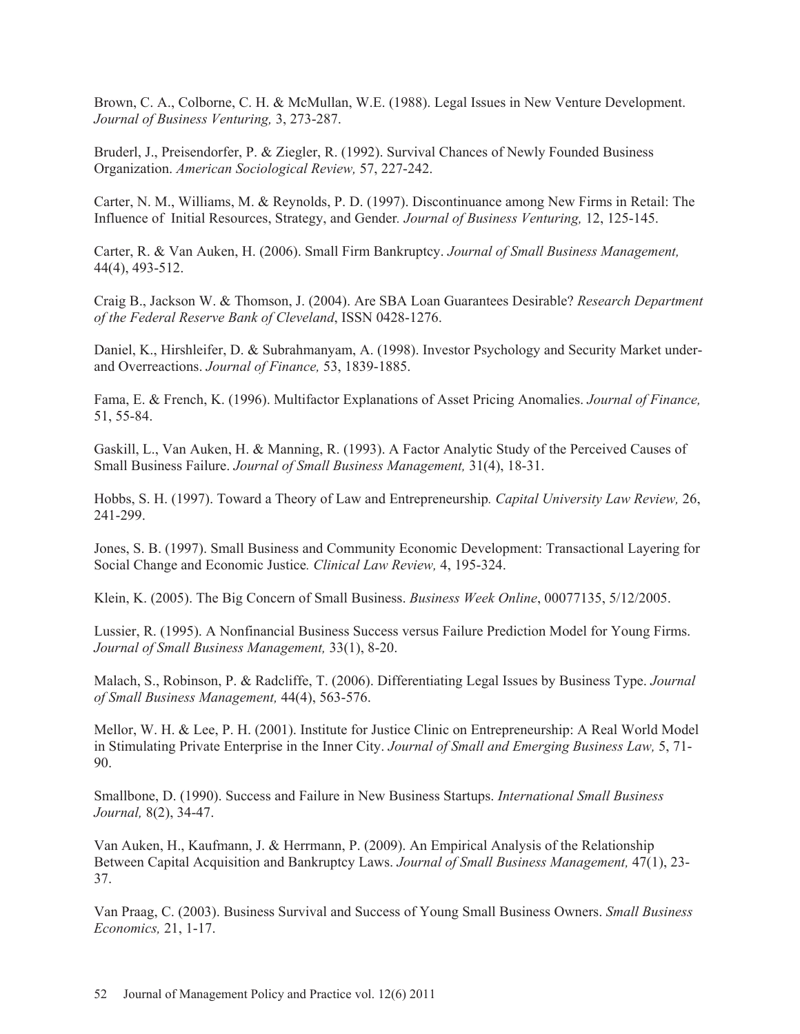Brown, C. A., Colborne, C. H. & McMullan, W.E. (1988). Legal Issues in New Venture Development. *Journal of Business Venturing,* 3, 273-287.

Bruderl, J., Preisendorfer, P. & Ziegler, R. (1992). Survival Chances of Newly Founded Business Organization. *American Sociological Review,* 57, 227-242.

Carter, N. M., Williams, M. & Reynolds, P. D. (1997). Discontinuance among New Firms in Retail: The Influence of Initial Resources, Strategy, and Gender. *Journal of Business Venturing,* 12, 125-145.

Carter, R. & Van Auken, H. (2006). Small Firm Bankruptcy. *Journal of Small Business Management,* 44(4), 493-512.

Craig B., Jackson W. & Thomson, J. (2004). Are SBA Loan Guarantees Desirable? *Research Department of the Federal Reserve Bank of Cleveland*, ISSN 0428-1276.

Daniel, K., Hirshleifer, D. & Subrahmanyam, A. (1998). Investor Psychology and Security Market under- and Overreactions. *Journal of Finance,* 53, 1839-1885.

Fama, E. & French, K. (1996). Multifactor Explanations of Asset Pricing Anomalies. *Journal of Finance,* 51, 55-84.

Gaskill, L., Van Auken, H. & Manning, R. (1993). A Factor Analytic Study of the Perceived Causes of Small Business Failure. *Journal of Small Business Management,* 31(4), 18-31.

Hobbs, S. H. (1997). Toward a Theory of Law and Entrepreneurship*. Capital University Law Review,* 26, 241-299.

Jones, S. B. (1997). Small Business and Community Economic Development: Transactional Layering for Social Change and Economic Justice*. Clinical Law Review,* 4, 195-324.

Klein, K. (2005). The Big Concern of Small Business. *Business Week Online*, 00077135, 5/12/2005.

Lussier, R. (1995). A Nonfinancial Business Success versus Failure Prediction Model for Young Firms. *Journal of Small Business Management,* 33(1), 8-20.

Malach, S., Robinson, P. & Radcliffe, T. (2006). Differentiating Legal Issues by Business Type. *Journal of Small Business Management,* 44(4), 563-576.

Mellor, W. H. & Lee, P. H. (2001). Institute for Justice Clinic on Entrepreneurship: A Real World Model in Stimulating Private Enterprise in the Inner City. *Journal of Small and Emerging Business Law,* 5, 71-90.

Smallbone, D. (1990). Success and Failure in New Business Startups. *International Small Business Journal,* 8(2), 34-47.

Van Auken, H., Kaufmann, J. & Herrmann, P. (2009). An Empirical Analysis of the Relationship Between Capital Acquisition and Bankruptcy Laws. *Journal of Small Business Management,* 47(1), 23-37.

Van Praag, C. (2003). Business Survival and Success of Young Small Business Owners. *Small Business Economics,* 21, 1-17.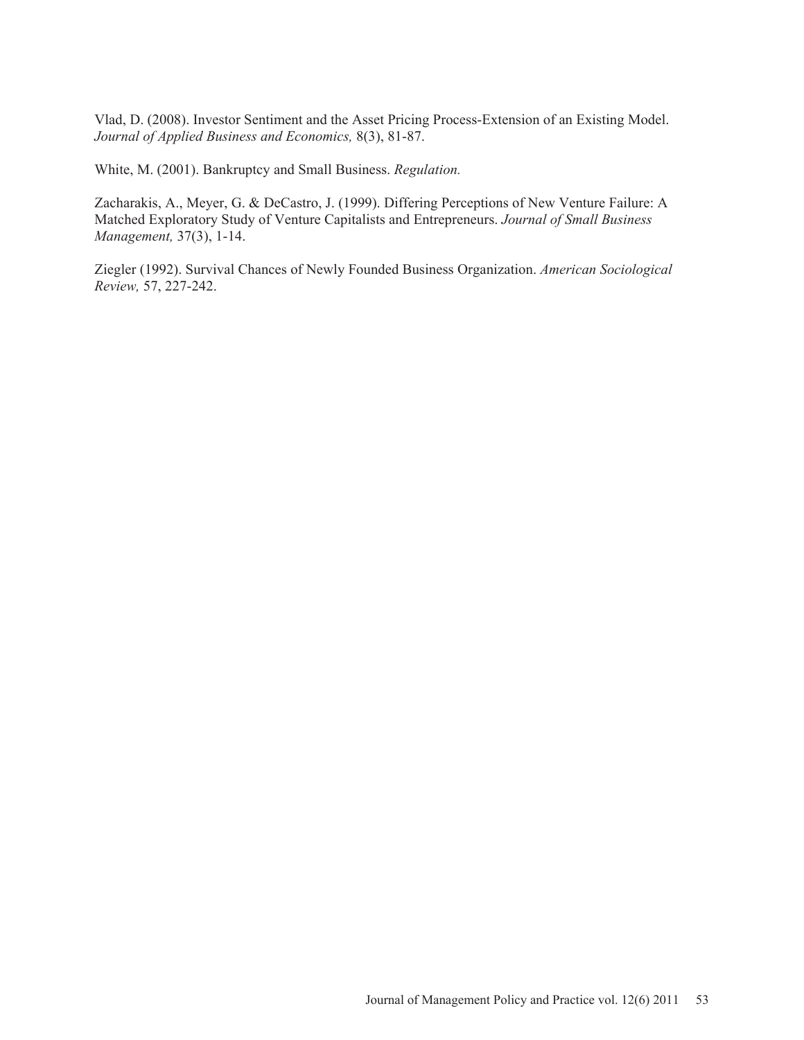Vlad, D. (2008). Investor Sentiment and the Asset Pricing Process-Extension of an Existing Model. *Journal of Applied Business and Economics,* 8(3), 81-87.

White, M. (2001). Bankruptcy and Small Business. *Regulation.*

Zacharakis, A., Meyer, G. & DeCastro, J. (1999). Differing Perceptions of New Venture Failure: A Matched Exploratory Study of Venture Capitalists and Entrepreneurs. *Journal of Small Business Management,* 37(3), 1-14.

Ziegler (1992). Survival Chances of Newly Founded Business Organization. *American Sociological Review,* 57, 227-242.